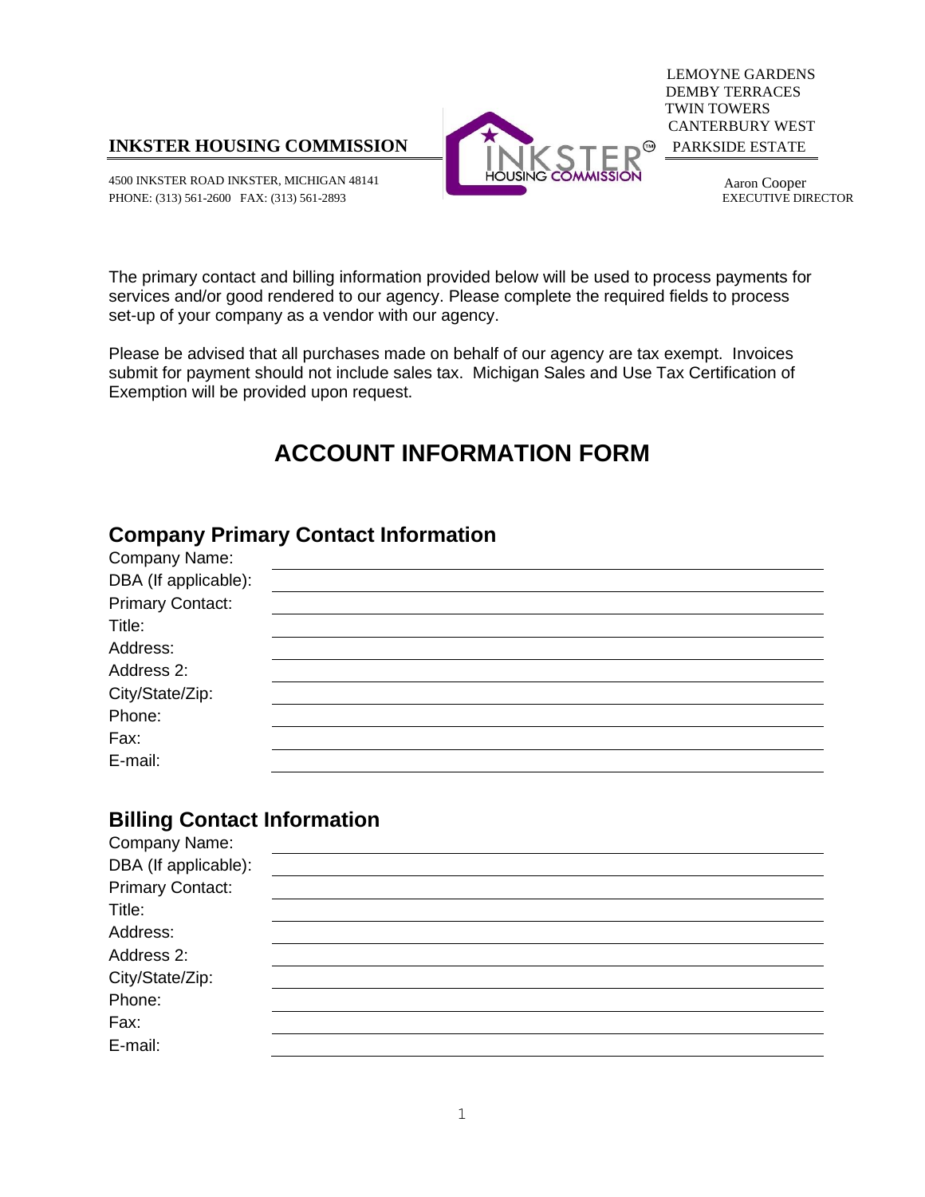**INKSTER HOUSING COMMISSION**

4500 INKSTER ROAD INKSTER, MICHIGAN 48141
PHONE: (313) 561-2600 FAX: (313) 561-2893

LEMOYNE GARDENS
DEMBY TERRACES
TWIN TOWERS
CANTERBURY WEST
PARKSIDE ESTATE

Aaron Cooper
EXECUTIVE DIRECTOR

The primary contact and billing information provided below will be used to process payments for services and/or good rendered to our agency. Please complete the required fields to process set-up of your company as a vendor with our agency.

Please be advised that all purchases made on behalf of our agency are tax exempt. Invoices submit for payment should not include sales tax. Michigan Sales and Use Tax Certification of Exemption will be provided upon request.

# ACCOUNT INFORMATION FORM

## Company Primary Contact Information

Company Name: ______________________________

DBA (If applicable): ______________________________

Primary Contact: ______________________________

Title: ______________________________

Address: ______________________________

Address 2: ______________________________

City/State/Zip: ______________________________

Phone: ______________________________

Fax: ______________________________

E-mail: ______________________________

## Billing Contact Information

Company Name: ______________________________

DBA (If applicable): ______________________________

Primary Contact: ______________________________

Title: ______________________________

Address: ______________________________

Address 2: ______________________________

City/State/Zip: ______________________________

Phone: ______________________________

Fax: ______________________________

E-mail: ______________________________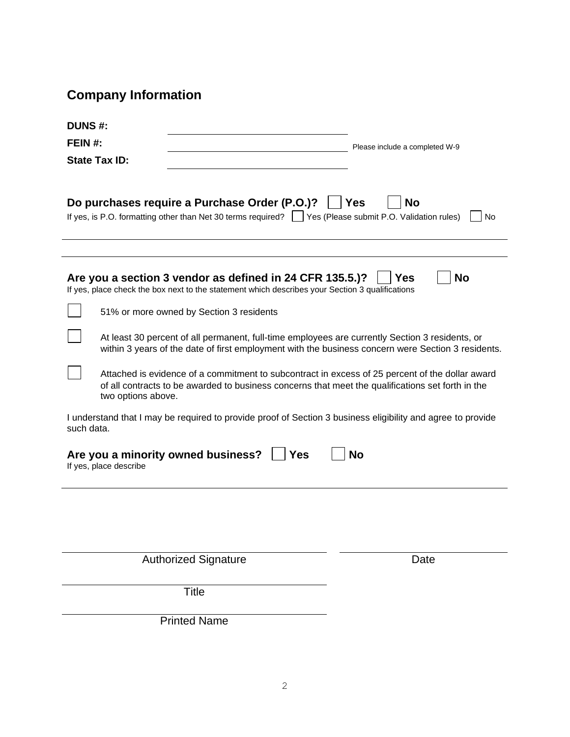## Company Information

**DUNS #:** \_\_\_\_\_\_\_\_\_\_\_\_\_\_\_\_\_\_\_\_\_\_\_\_\_\_\_\_

**FEIN #:** \_\_\_\_\_\_\_\_\_\_\_\_\_\_\_\_\_\_\_\_\_\_\_\_\_\_\_\_ Please include a completed W-9

**State Tax ID:** \_\_\_\_\_\_\_\_\_\_\_\_\_\_\_\_\_\_\_\_\_\_\_\_\_\_\_\_

**Do purchases require a Purchase Order (P.O.)?** ☐ **Yes** ☐ **No**

If yes, is P.O. formatting other than Net 30 terms required? ☐ Yes (Please submit P.O. Validation rules) ☐ No

---

---

**Are you a section 3 vendor as defined in 24 CFR 135.5.)?** ☐ **Yes** ☐ **No**

If yes, place check the box next to the statement which describes your Section 3 qualifications

☐ 51% or more owned by Section 3 residents

☐ At least 30 percent of all permanent, full-time employees are currently Section 3 residents, or within 3 years of the date of first employment with the business concern were Section 3 residents.

☐ Attached is evidence of a commitment to subcontract in excess of 25 percent of the dollar award of all contracts to be awarded to business concerns that meet the qualifications set forth in the two options above.

I understand that I may be required to provide proof of Section 3 business eligibility and agree to provide such data.

**Are you a minority owned business?** ☐ **Yes** ☐ **No**

If yes, place describe

---

\_\_\_\_\_\_\_\_\_\_\_\_\_\_\_\_\_\_\_\_\_\_\_\_\_\_\_\_\_\_\_\_\_\_\_\_ \_\_\_\_\_\_\_\_\_\_\_\_\_\_\_\_\_\_\_\_\_\_

Authorized Signature Date

\_\_\_\_\_\_\_\_\_\_\_\_\_\_\_\_\_\_\_\_\_\_\_\_\_\_\_\_\_\_\_\_\_\_\_\_

Title

\_\_\_\_\_\_\_\_\_\_\_\_\_\_\_\_\_\_\_\_\_\_\_\_\_\_\_\_\_\_\_\_\_\_\_\_

Printed Name